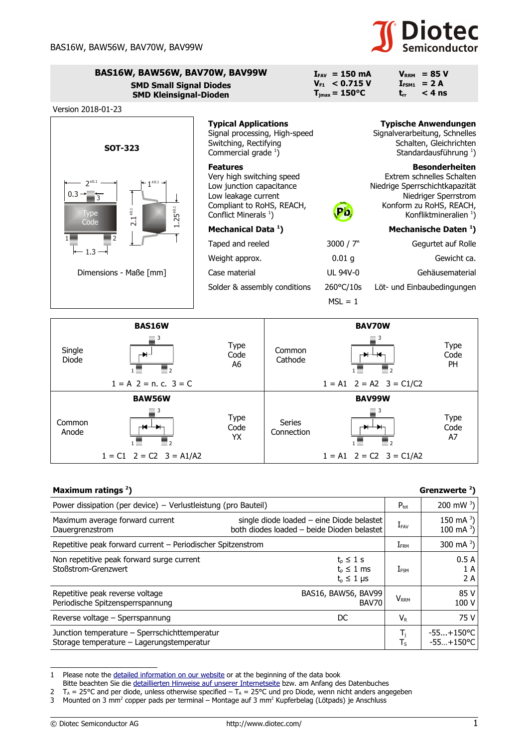# BAS16W, BAW56W, BAV70W, BAV99W

**SMD Small Signal Diodes**
**SMD Kleinsignal-Dioden**

| | | | |
|---|---|---|---|
| $I_{FAV}$ | = 150 mA | $V_{RRM}$ | = 85 V |
| $V_{F1}$ | < 0.715 V | $I_{FSM1}$ | = 2 A |
| $T_{jmax}$ | = 150°C | $t_{rr}$ | < 4 ns |

Version 2018-01-23

**SOT-323**

Dimensions - Maße [mm]

### Typical Applications
Signal processing, High-speed Switching, Rectifying
Commercial grade [1])

### Typische Anwendungen
Signalverarbeitung, Schnelles Schalten, Gleichrichten
Standardausführung [1])

### Features
- Very high switching speed
- Low junction capacitance
- Low leakage current
- Compliant to RoHS, REACH, Conflict Minerals [1])

### Besonderheiten
- Extrem schnelles Schalten
- Niedrige Sperrschichtkapazität
- Niedriger Sperrstrom
- Konform zu RoHS, REACH, Konfliktmineralien [1])

### Mechanical Data [1]) / Mechanische Daten [1])

| | | |
|---|---|---|
| Taped and reeled | 3000 / 7" | Gegurtet auf Rolle |
| Weight approx. | 0.01 g | Gewicht ca. |
| Case material | UL 94V-0 | Gehäusematerial |
| Solder & assembly conditions | 260°C/10s | Löt- und Einbaubedingungen |
| | MSL = 1 | |

| Type | Configuration | Pinout | Type Code |
|---|---|---|---|
| BAS16W | Single Diode | 1 = A 2 = n. c. 3 = C | A6 |
| BAV70W | Common Cathode | 1 = A1 2 = A2 3 = C1/C2 | PH |
| BAW56W | Common Anode | 1 = C1 2 = C2 3 = A1/A2 | YX |
| BAV99W | Series Connection | 1 = A1 2 = C2 3 = C1/A2 | A7 |

### Maximum ratings [2]) / Grenzwerte [2])

| Parameter | Condition | Symbol | Value |
|---|---|---|---|
| Power dissipation (per device) – Verlustleistung (pro Bauteil) | | $P_{tot}$ | 200 mW [3]) |
| Maximum average forward current<br>Dauergrenzstrom | single diode loaded – eine Diode belastet<br>both diodes loaded – beide Dioden belastet | $I_{FAV}$ | 150 mA [3])<br>100 mA [3]) |
| Repetitive peak forward current – Periodischer Spitzenstrom | | $I_{FRM}$ | 300 mA [3]) |
| Non repetitive peak forward surge current<br>Stoßstrom-Grenzwert | $t_p \leq 1$ s<br>$t_p \leq 1$ ms<br>$t_p \leq 1$ µs | $I_{FSM}$ | 0.5 A<br>1 A<br>2 A |
| Repetitive peak reverse voltage<br>Periodische Spitzensperrspannung | BAS16, BAW56, BAV99<br>BAV70 | $V_{RRM}$ | 85 V<br>100 V |
| Reverse voltage – Sperrspannung | DC | $V_R$ | 75 V |
| Junction temperature – Sperrschichttemperatur<br>Storage temperature – Lagerungstemperatur | | $T_j$<br>$T_S$ | -55...+150°C<br>-55...+150°C |

1 Please note the detailed information on our website or at the beginning of the data book
Bitte beachten Sie die detaillierten Hinweise auf unserer Internetseite bzw. am Anfang des Datenbuches
2 $T_A$ = 25°C and per diode, unless otherwise specified – $T_A$ = 25°C und pro Diode, wenn nicht anders angegeben
3 Mounted on 3 mm² copper pads per terminal – Montage auf 3 mm² Kupferbelag (Lötpads) je Anschluss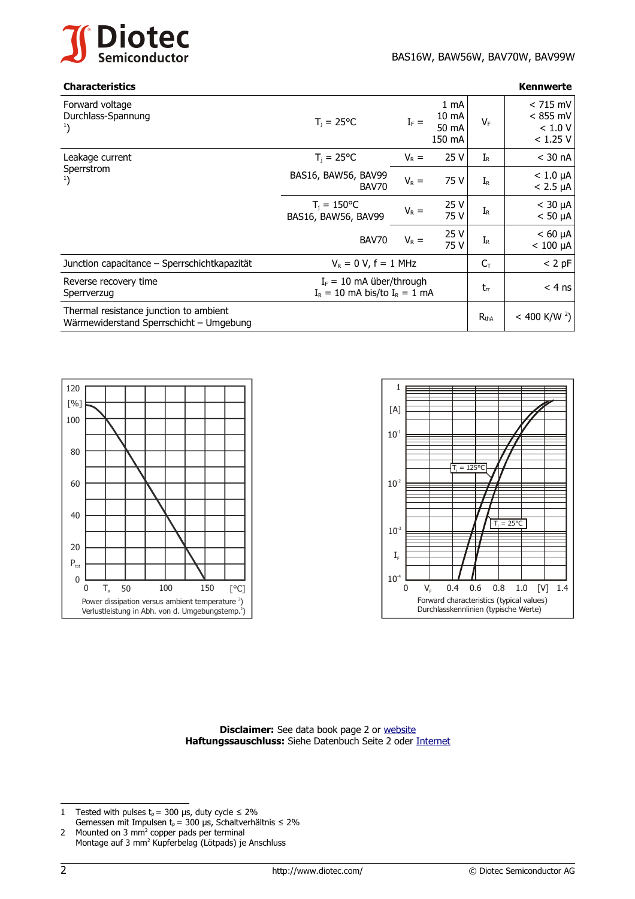## Characteristics — Kennwerte

| | | | | | |
|---|---|---|---|---|---|
| Forward voltage<br>Durchlass-Spannung [1] | $T_j$ = 25°C | $I_F$ = | 1 mA<br>10 mA<br>50 mA<br>150 mA | $V_F$ | < 715 mV<br>< 855 mV<br>< 1.0 V<br>< 1.25 V |
| Leakage current<br>Sperrstrom [1] | $T_j$ = 25°C | $V_R$ = | 25 V | $I_R$ | < 30 nA |
| | BAS16, BAW56, BAV99<br>BAV70 | $V_R$ = | 75 V | $I_R$ | < 1.0 µA<br>< 2.5 µA |
| | $T_j$ = 150°C<br>BAS16, BAW56, BAV99 | $V_R$ = | 25 V<br>75 V | $I_R$ | < 30 µA<br>< 50 µA |
| | BAV70 | $V_R$ = | 25 V<br>75 V | $I_R$ | < 60 µA<br>< 100 µA |
| Junction capacitance – Sperrschichtkapazität | $V_R$ = 0 V, f = 1 MHz | | | $C_T$ | < 2 pF |
| Reverse recovery time<br>Sperrverzug | $I_F$ = 10 mA über/through<br>$I_R$ = 10 mA bis/to $I_R$ = 1 mA | | | $t_{rr}$ | < 4 ns |
| Thermal resistance junction to ambient<br>Wärmewiderstand Sperrschicht – Umgebung | | | | $R_{thA}$ | < 400 K/W [2] |

120
[%]
100
80
60
40
20
$P_{tot}$
0
0 $T_A$ 50 100 150 [°C]

Power dissipation versus ambient temperature [2]
Verlustleistung in Abh. von d. Umgebungstemp.[2]

1
[A]
$10^{-1}$
$10^{-2}$
$10^{-3}$
$I_F$
$10^{-4}$
$T_j$ = 125°C
$T_j$ = 25°C
0 $V_F$ 0.4 0.6 0.8 1.0 [V] 1.4

Forward characteristics (typical values)
Durchlasskennlinien (typische Werte)

**Disclaimer:** See data book page 2 or website
**Haftungsausschluss:** Siehe Datenbuch Seite 2 oder Internet

1 Tested with pulses $t_p$ = 300 µs, duty cycle ≤ 2%
Gemessen mit Impulsen $t_p$ = 300 µs, Schaltverhältnis ≤ 2%

2 Mounted on 3 mm² copper pads per terminal
Montage auf 3 mm² Kupferbelag (Lötpads) je Anschluss